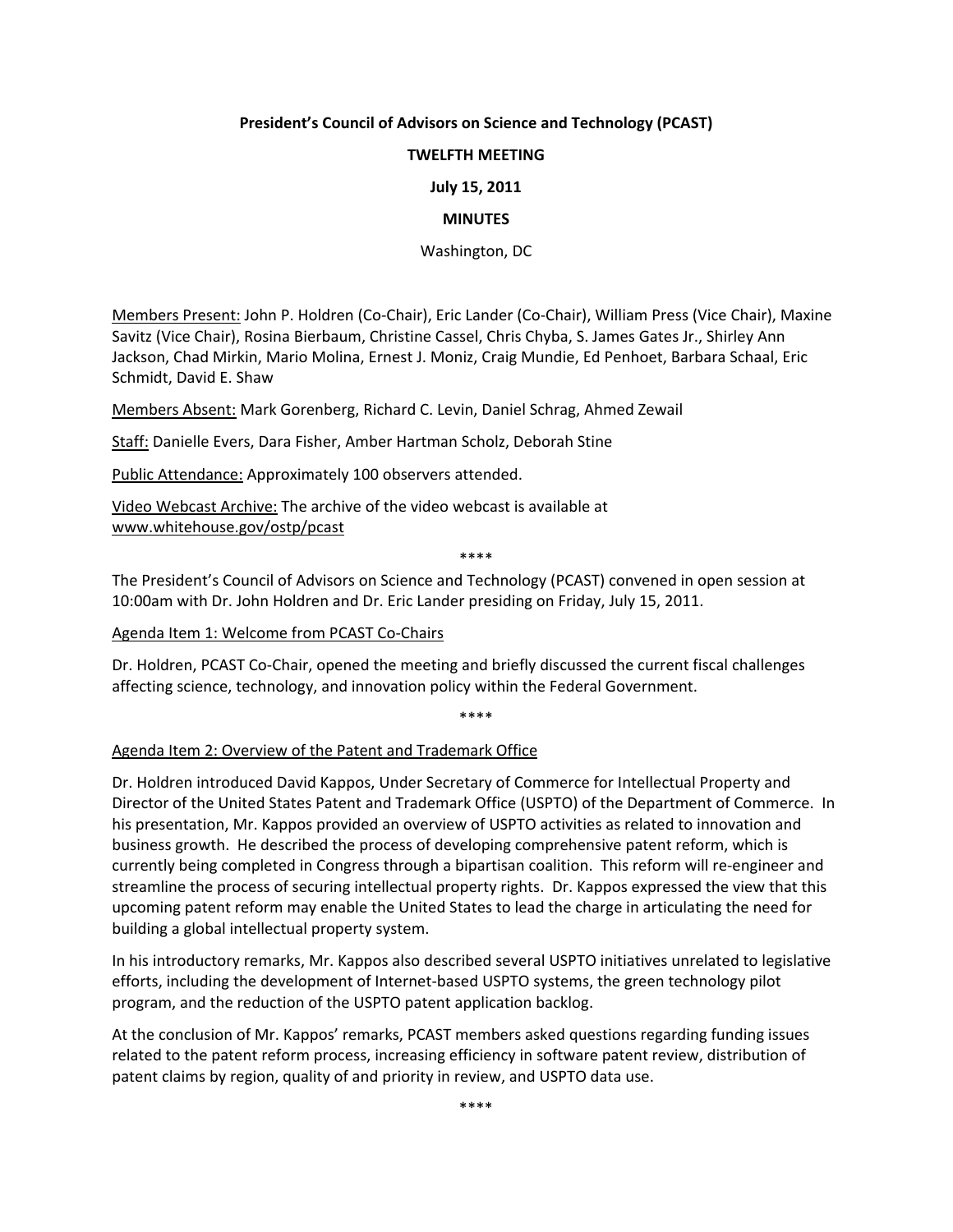**President's Council of Advisors on Science and Technology (PCAST)**

**TWELFTH MEETING**

**July 15, 2011**

**MINUTES**

Washington, DC

Members Present: John P. Holdren (Co-Chair), Eric Lander (Co-Chair), William Press (Vice Chair), Maxine Savitz (Vice Chair), Rosina Bierbaum, Christine Cassel, Chris Chyba, S. James Gates Jr., Shirley Ann Jackson, Chad Mirkin, Mario Molina, Ernest J. Moniz, Craig Mundie, Ed Penhoet, Barbara Schaal, Eric Schmidt, David E. Shaw

Members Absent: Mark Gorenberg, Richard C. Levin, Daniel Schrag, Ahmed Zewail

Staff: Danielle Evers, Dara Fisher, Amber Hartman Scholz, Deborah Stine

Public Attendance: Approximately 100 observers attended.

Video Webcast Archive: The archive of the video webcast is available at www.whitehouse.gov/ostp/pcast

****

The President's Council of Advisors on Science and Technology (PCAST) convened in open session at 10:00am with Dr. John Holdren and Dr. Eric Lander presiding on Friday, July 15, 2011.

Agenda Item 1: Welcome from PCAST Co-Chairs

Dr. Holdren, PCAST Co-Chair, opened the meeting and briefly discussed the current fiscal challenges affecting science, technology, and innovation policy within the Federal Government.

****

Agenda Item 2: Overview of the Patent and Trademark Office

Dr. Holdren introduced David Kappos, Under Secretary of Commerce for Intellectual Property and Director of the United States Patent and Trademark Office (USPTO) of the Department of Commerce. In his presentation, Mr. Kappos provided an overview of USPTO activities as related to innovation and business growth. He described the process of developing comprehensive patent reform, which is currently being completed in Congress through a bipartisan coalition. This reform will re-engineer and streamline the process of securing intellectual property rights. Dr. Kappos expressed the view that this upcoming patent reform may enable the United States to lead the charge in articulating the need for building a global intellectual property system.

In his introductory remarks, Mr. Kappos also described several USPTO initiatives unrelated to legislative efforts, including the development of Internet-based USPTO systems, the green technology pilot program, and the reduction of the USPTO patent application backlog.

At the conclusion of Mr. Kappos' remarks, PCAST members asked questions regarding funding issues related to the patent reform process, increasing efficiency in software patent review, distribution of patent claims by region, quality of and priority in review, and USPTO data use.

****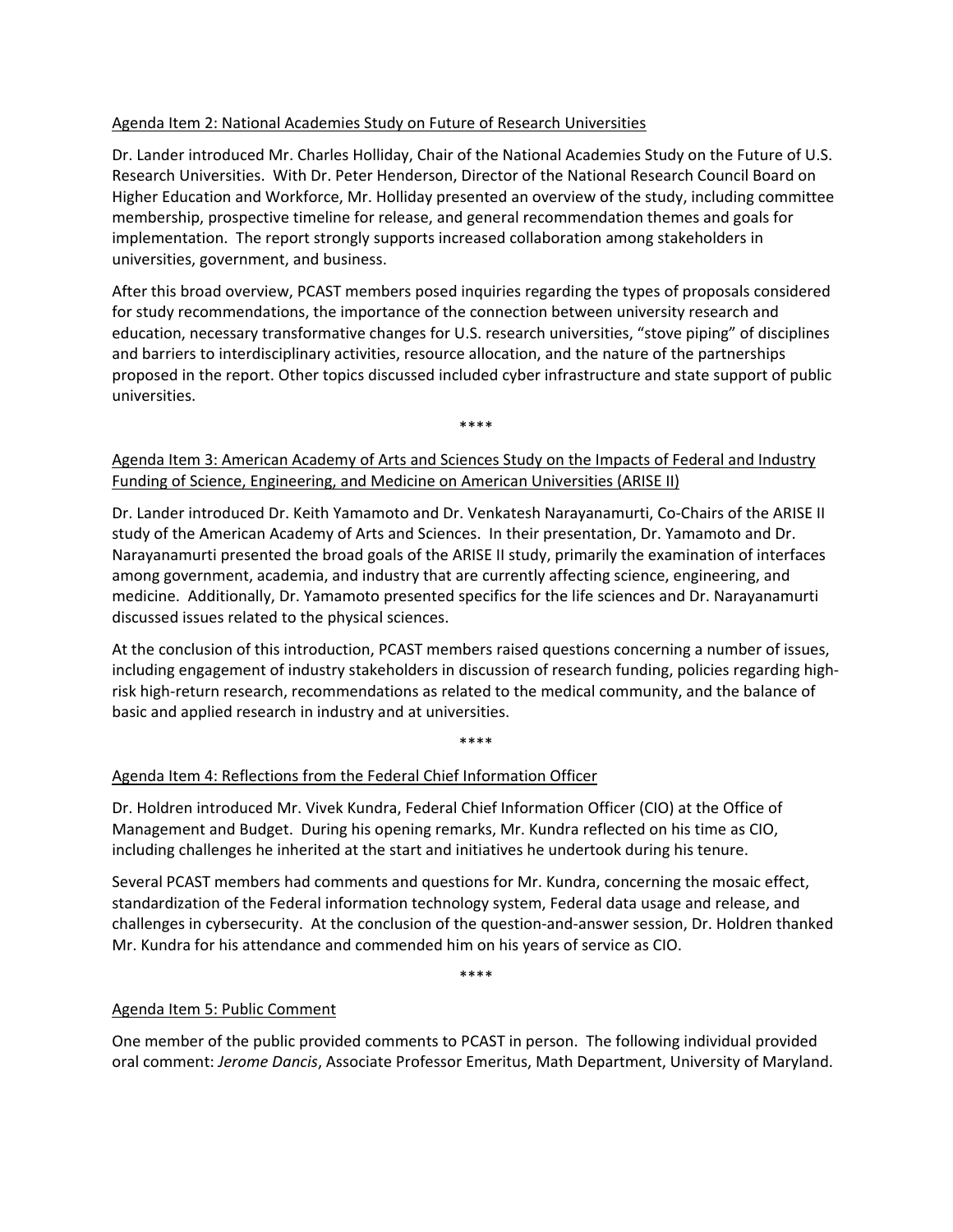Agenda Item 2: National Academies Study on Future of Research Universities

Dr. Lander introduced Mr. Charles Holliday, Chair of the National Academies Study on the Future of U.S. Research Universities. With Dr. Peter Henderson, Director of the National Research Council Board on Higher Education and Workforce, Mr. Holliday presented an overview of the study, including committee membership, prospective timeline for release, and general recommendation themes and goals for implementation. The report strongly supports increased collaboration among stakeholders in universities, government, and business.

After this broad overview, PCAST members posed inquiries regarding the types of proposals considered for study recommendations, the importance of the connection between university research and education, necessary transformative changes for U.S. research universities, "stove piping" of disciplines and barriers to interdisciplinary activities, resource allocation, and the nature of the partnerships proposed in the report. Other topics discussed included cyber infrastructure and state support of public universities.

****

Agenda Item 3: American Academy of Arts and Sciences Study on the Impacts of Federal and Industry Funding of Science, Engineering, and Medicine on American Universities (ARISE II)

Dr. Lander introduced Dr. Keith Yamamoto and Dr. Venkatesh Narayanamurti, Co-Chairs of the ARISE II study of the American Academy of Arts and Sciences. In their presentation, Dr. Yamamoto and Dr. Narayanamurti presented the broad goals of the ARISE II study, primarily the examination of interfaces among government, academia, and industry that are currently affecting science, engineering, and medicine. Additionally, Dr. Yamamoto presented specifics for the life sciences and Dr. Narayanamurti discussed issues related to the physical sciences.

At the conclusion of this introduction, PCAST members raised questions concerning a number of issues, including engagement of industry stakeholders in discussion of research funding, policies regarding high-risk high-return research, recommendations as related to the medical community, and the balance of basic and applied research in industry and at universities.

****

Agenda Item 4: Reflections from the Federal Chief Information Officer

Dr. Holdren introduced Mr. Vivek Kundra, Federal Chief Information Officer (CIO) at the Office of Management and Budget. During his opening remarks, Mr. Kundra reflected on his time as CIO, including challenges he inherited at the start and initiatives he undertook during his tenure.

Several PCAST members had comments and questions for Mr. Kundra, concerning the mosaic effect, standardization of the Federal information technology system, Federal data usage and release, and challenges in cybersecurity. At the conclusion of the question-and-answer session, Dr. Holdren thanked Mr. Kundra for his attendance and commended him on his years of service as CIO.

****

Agenda Item 5: Public Comment

One member of the public provided comments to PCAST in person. The following individual provided oral comment: *Jerome Dancis*, Associate Professor Emeritus, Math Department, University of Maryland.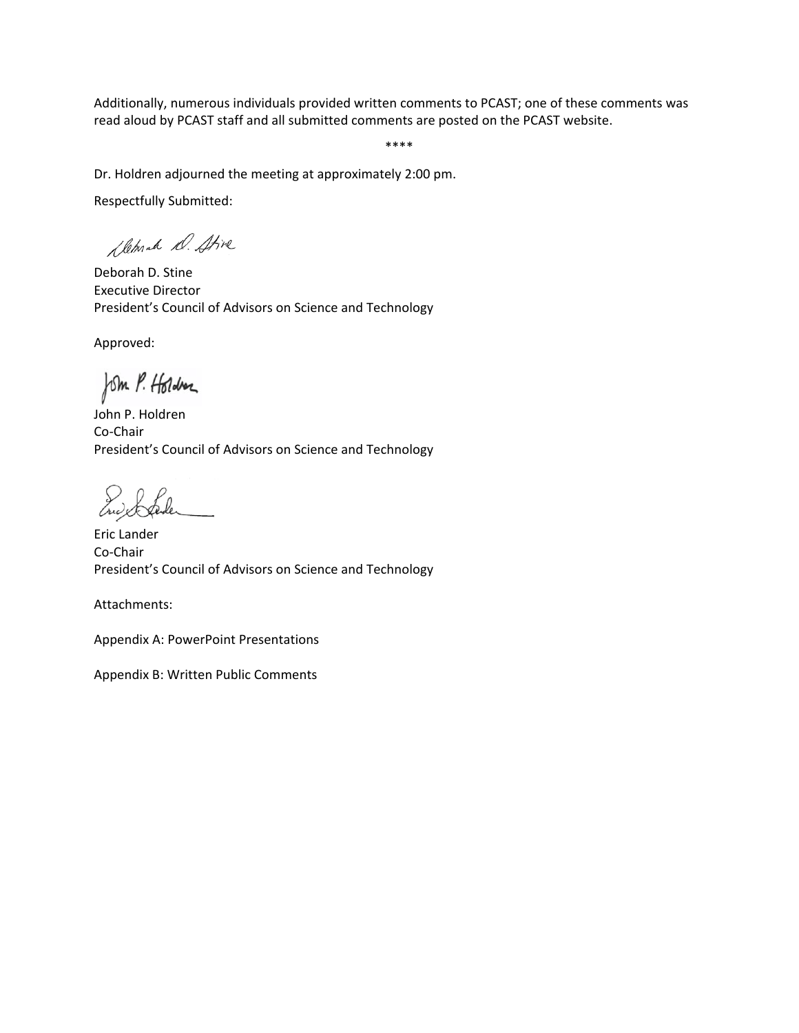Additionally, numerous individuals provided written comments to PCAST; one of these comments was read aloud by PCAST staff and all submitted comments are posted on the PCAST website.

****

Dr. Holdren adjourned the meeting at approximately 2:00 pm.

Respectfully Submitted:

Deborah D. Stine
Executive Director
President's Council of Advisors on Science and Technology

Approved:

John P. Holdren
Co-Chair
President's Council of Advisors on Science and Technology

Eric Lander
Co-Chair
President's Council of Advisors on Science and Technology

Attachments:

Appendix A: PowerPoint Presentations

Appendix B: Written Public Comments